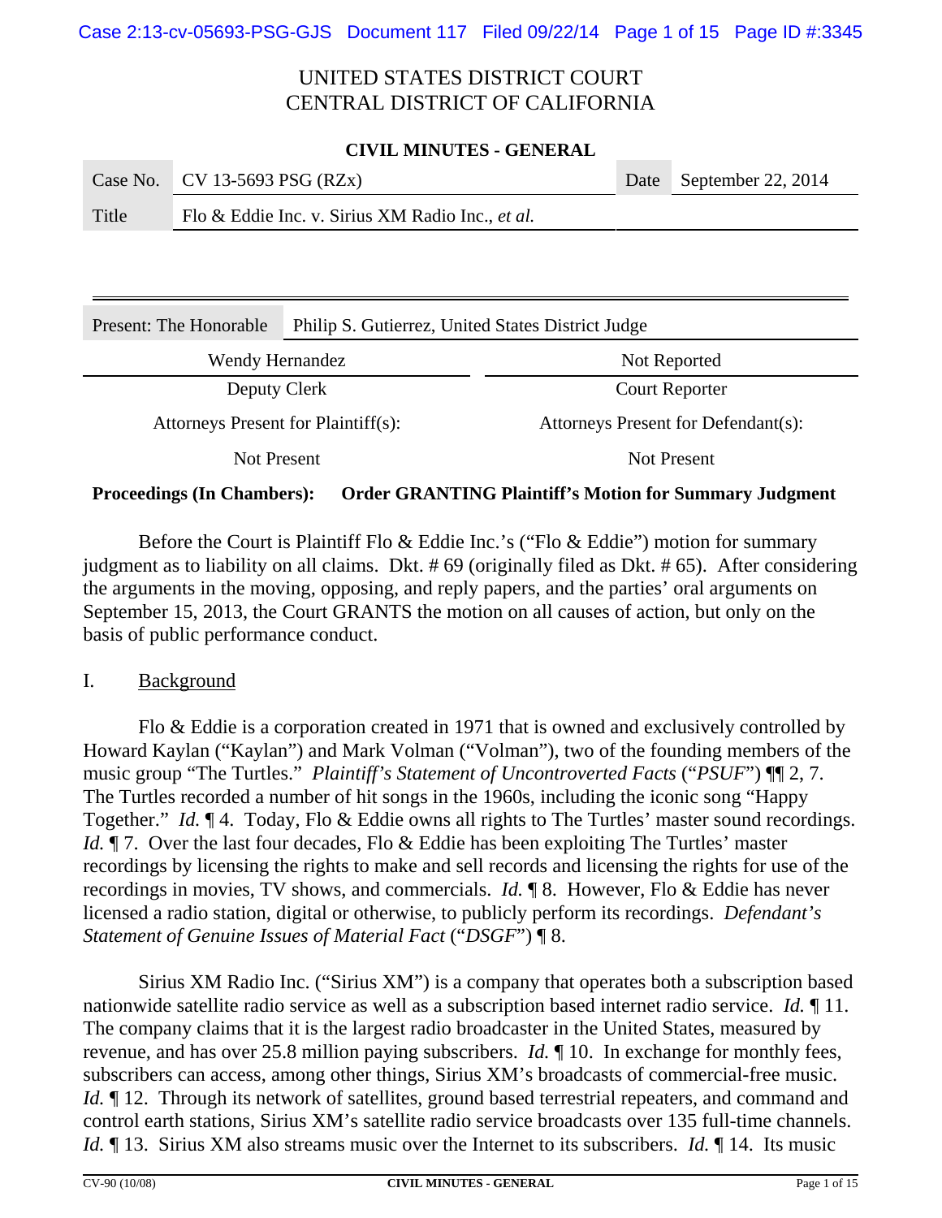# UNITED STATES DISTRICT COURT
# CENTRAL DISTRICT OF CALIFORNIA

**CIVIL MINUTES - GENERAL**

| | | | |
|---|---|---|---|
| Case No. | CV 13-5693 PSG (RZx) | Date | September 22, 2014 |
| Title | Flo & Eddie Inc. v. Sirius XM Radio Inc., *et al.* | | |

| | |
|---|---|
| Present: The Honorable | Philip S. Gutierrez, United States District Judge |
| Wendy Hernandez | Not Reported |
| Deputy Clerk | Court Reporter |
| Attorneys Present for Plaintiff(s): | Attorneys Present for Defendant(s): |
| Not Present | Not Present |

**Proceedings (In Chambers): Order GRANTING Plaintiff's Motion for Summary Judgment**

Before the Court is Plaintiff Flo & Eddie Inc.'s ("Flo & Eddie") motion for summary judgment as to liability on all claims. Dkt. # 69 (originally filed as Dkt. # 65). After considering the arguments in the moving, opposing, and reply papers, and the parties' oral arguments on September 15, 2013, the Court GRANTS the motion on all causes of action, but only on the basis of public performance conduct.

## I. Background

Flo & Eddie is a corporation created in 1971 that is owned and exclusively controlled by Howard Kaylan ("Kaylan") and Mark Volman ("Volman"), two of the founding members of the music group "The Turtles." *Plaintiff's Statement of Uncontroverted Facts* ("*PSUF*") ¶¶ 2, 7. The Turtles recorded a number of hit songs in the 1960s, including the iconic song "Happy Together." *Id.* ¶ 4. Today, Flo & Eddie owns all rights to The Turtles' master sound recordings. *Id.* ¶ 7. Over the last four decades, Flo & Eddie has been exploiting The Turtles' master recordings by licensing the rights to make and sell records and licensing the rights for use of the recordings in movies, TV shows, and commercials. *Id.* ¶ 8. However, Flo & Eddie has never licensed a radio station, digital or otherwise, to publicly perform its recordings. *Defendant's Statement of Genuine Issues of Material Fact* ("*DSGF*") ¶ 8.

Sirius XM Radio Inc. ("Sirius XM") is a company that operates both a subscription based nationwide satellite radio service as well as a subscription based internet radio service. *Id.* ¶ 11. The company claims that it is the largest radio broadcaster in the United States, measured by revenue, and has over 25.8 million paying subscribers. *Id.* ¶ 10. In exchange for monthly fees, subscribers can access, among other things, Sirius XM's broadcasts of commercial-free music. *Id.* ¶ 12. Through its network of satellites, ground based terrestrial repeaters, and command and control earth stations, Sirius XM's satellite radio service broadcasts over 135 full-time channels. *Id.* ¶ 13. Sirius XM also streams music over the Internet to its subscribers. *Id.* ¶ 14. Its music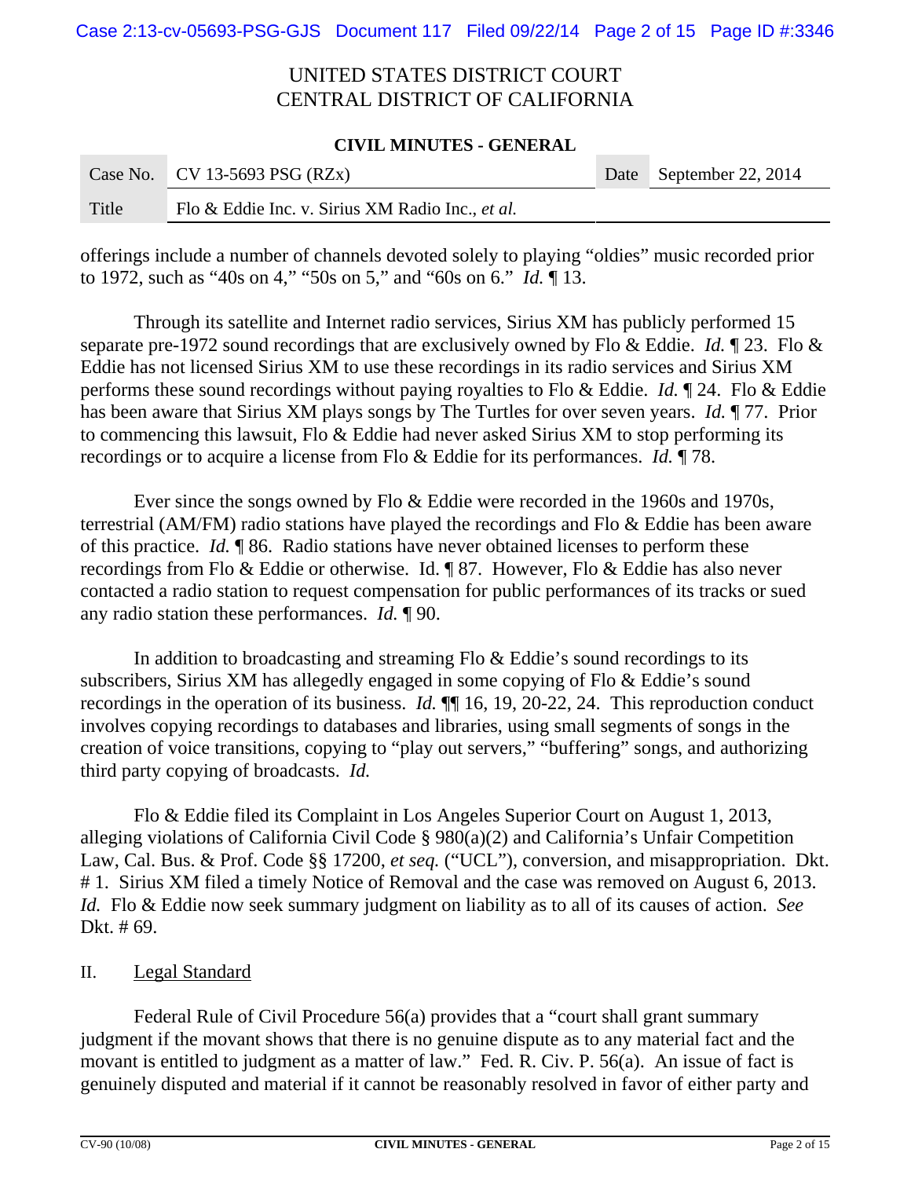offerings include a number of channels devoted solely to playing "oldies" music recorded prior to 1972, such as "40s on 4," "50s on 5," and "60s on 6." *Id.* ¶ 13.

Through its satellite and Internet radio services, Sirius XM has publicly performed 15 separate pre-1972 sound recordings that are exclusively owned by Flo & Eddie. *Id.* ¶ 23. Flo & Eddie has not licensed Sirius XM to use these recordings in its radio services and Sirius XM performs these sound recordings without paying royalties to Flo & Eddie. *Id.* ¶ 24. Flo & Eddie has been aware that Sirius XM plays songs by The Turtles for over seven years. *Id.* ¶ 77. Prior to commencing this lawsuit, Flo & Eddie had never asked Sirius XM to stop performing its recordings or to acquire a license from Flo & Eddie for its performances. *Id.* ¶ 78.

Ever since the songs owned by Flo & Eddie were recorded in the 1960s and 1970s, terrestrial (AM/FM) radio stations have played the recordings and Flo & Eddie has been aware of this practice. *Id.* ¶ 86. Radio stations have never obtained licenses to perform these recordings from Flo & Eddie or otherwise. Id. ¶ 87. However, Flo & Eddie has also never contacted a radio station to request compensation for public performances of its tracks or sued any radio station these performances. *Id.* ¶ 90.

In addition to broadcasting and streaming Flo & Eddie's sound recordings to its subscribers, Sirius XM has allegedly engaged in some copying of Flo & Eddie's sound recordings in the operation of its business. *Id.* ¶¶ 16, 19, 20-22, 24. This reproduction conduct involves copying recordings to databases and libraries, using small segments of songs in the creation of voice transitions, copying to "play out servers," "buffering" songs, and authorizing third party copying of broadcasts. *Id.*

Flo & Eddie filed its Complaint in Los Angeles Superior Court on August 1, 2013, alleging violations of California Civil Code § 980(a)(2) and California's Unfair Competition Law, Cal. Bus. & Prof. Code §§ 17200, *et seq.* ("UCL"), conversion, and misappropriation. Dkt. # 1. Sirius XM filed a timely Notice of Removal and the case was removed on August 6, 2013. *Id.* Flo & Eddie now seek summary judgment on liability as to all of its causes of action. *See* Dkt. # 69.

## II. Legal Standard

Federal Rule of Civil Procedure 56(a) provides that a "court shall grant summary judgment if the movant shows that there is no genuine dispute as to any material fact and the movant is entitled to judgment as a matter of law." Fed. R. Civ. P. 56(a). An issue of fact is genuinely disputed and material if it cannot be reasonably resolved in favor of either party and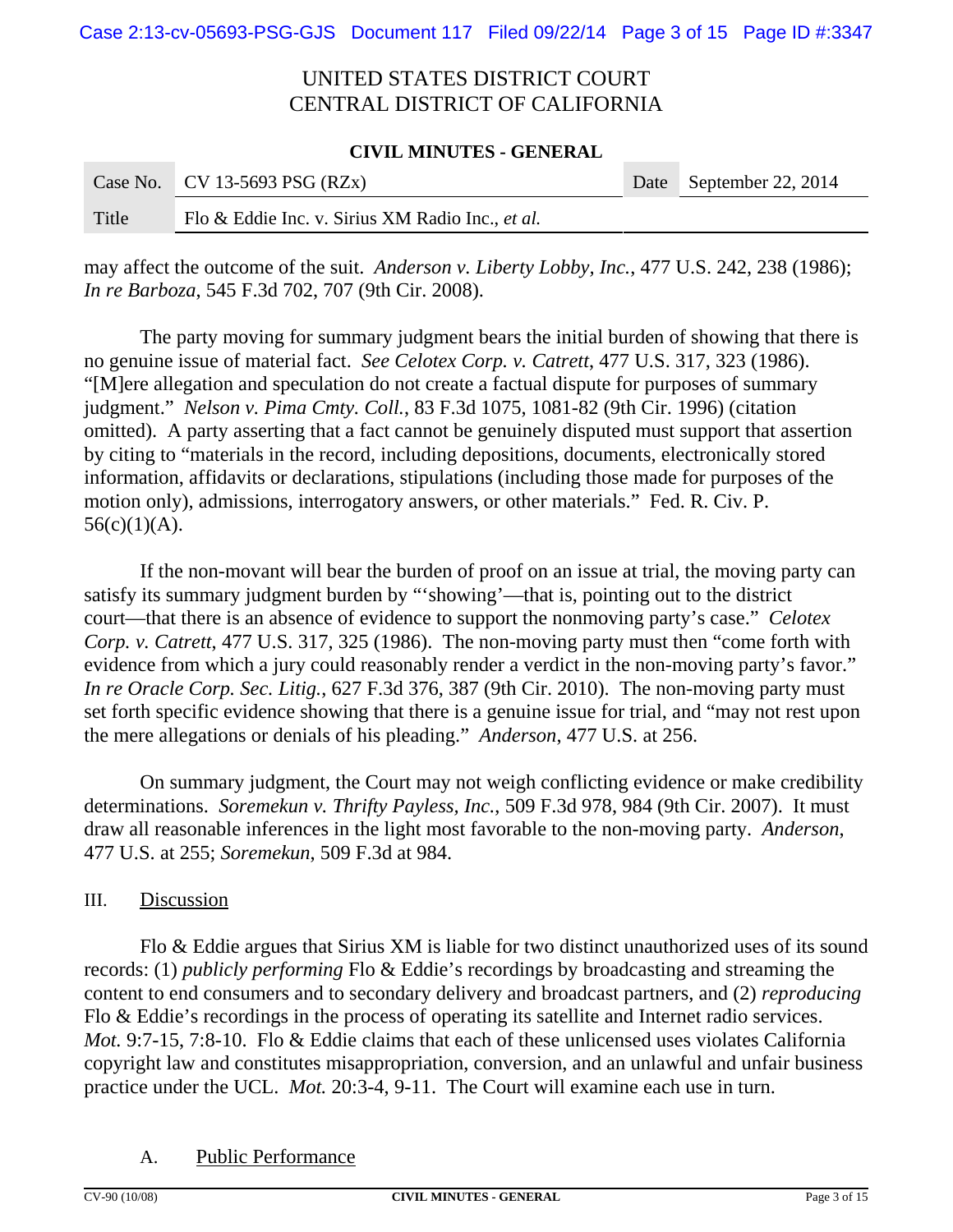may affect the outcome of the suit. *Anderson v. Liberty Lobby, Inc.*, 477 U.S. 242, 238 (1986); *In re Barboza*, 545 F.3d 702, 707 (9th Cir. 2008).

The party moving for summary judgment bears the initial burden of showing that there is no genuine issue of material fact. *See Celotex Corp. v. Catrett*, 477 U.S. 317, 323 (1986). "[M]ere allegation and speculation do not create a factual dispute for purposes of summary judgment." *Nelson v. Pima Cmty. Coll.*, 83 F.3d 1075, 1081-82 (9th Cir. 1996) (citation omitted). A party asserting that a fact cannot be genuinely disputed must support that assertion by citing to "materials in the record, including depositions, documents, electronically stored information, affidavits or declarations, stipulations (including those made for purposes of the motion only), admissions, interrogatory answers, or other materials." Fed. R. Civ. P. 56(c)(1)(A).

If the non-movant will bear the burden of proof on an issue at trial, the moving party can satisfy its summary judgment burden by "'showing'—that is, pointing out to the district court—that there is an absence of evidence to support the nonmoving party's case." *Celotex Corp. v. Catrett*, 477 U.S. 317, 325 (1986). The non-moving party must then "come forth with evidence from which a jury could reasonably render a verdict in the non-moving party's favor." *In re Oracle Corp. Sec. Litig.*, 627 F.3d 376, 387 (9th Cir. 2010). The non-moving party must set forth specific evidence showing that there is a genuine issue for trial, and "may not rest upon the mere allegations or denials of his pleading." *Anderson*, 477 U.S. at 256.

On summary judgment, the Court may not weigh conflicting evidence or make credibility determinations. *Soremekun v. Thrifty Payless, Inc.*, 509 F.3d 978, 984 (9th Cir. 2007). It must draw all reasonable inferences in the light most favorable to the non-moving party. *Anderson*, 477 U.S. at 255; *Soremekun*, 509 F.3d at 984.

## III. Discussion

Flo & Eddie argues that Sirius XM is liable for two distinct unauthorized uses of its sound records: (1) *publicly performing* Flo & Eddie's recordings by broadcasting and streaming the content to end consumers and to secondary delivery and broadcast partners, and (2) *reproducing* Flo & Eddie's recordings in the process of operating its satellite and Internet radio services. *Mot.* 9:7-15, 7:8-10. Flo & Eddie claims that each of these unlicensed uses violates California copyright law and constitutes misappropriation, conversion, and an unlawful and unfair business practice under the UCL. *Mot.* 20:3-4, 9-11. The Court will examine each use in turn.

### A. Public Performance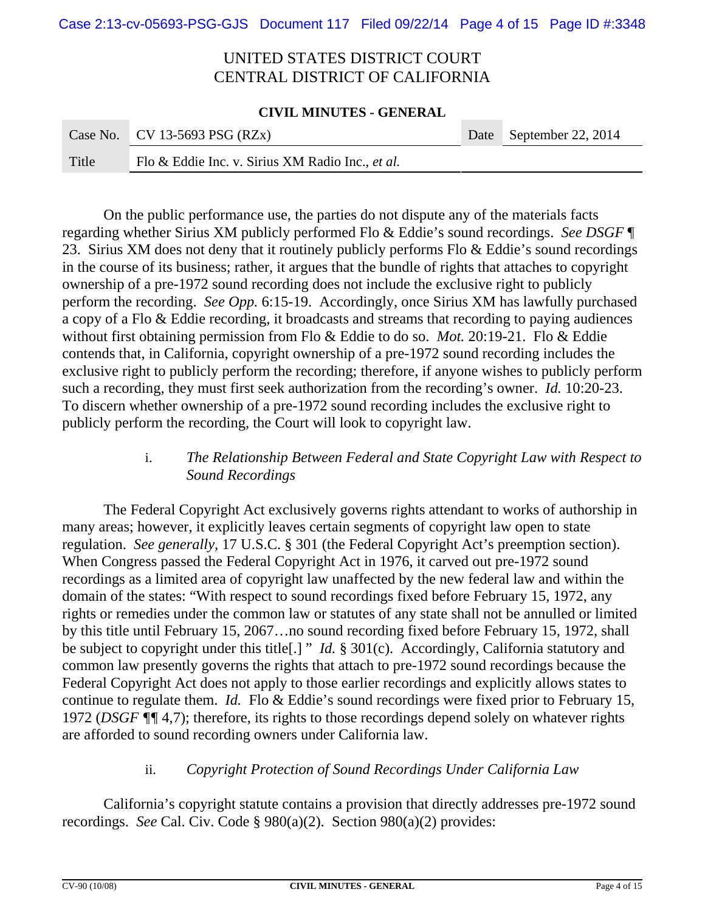On the public performance use, the parties do not dispute any of the materials facts regarding whether Sirius XM publicly performed Flo & Eddie's sound recordings. *See DSGF* ¶ 23. Sirius XM does not deny that it routinely publicly performs Flo & Eddie's sound recordings in the course of its business; rather, it argues that the bundle of rights that attaches to copyright ownership of a pre-1972 sound recording does not include the exclusive right to publicly perform the recording. *See Opp.* 6:15-19. Accordingly, once Sirius XM has lawfully purchased a copy of a Flo & Eddie recording, it broadcasts and streams that recording to paying audiences without first obtaining permission from Flo & Eddie to do so. *Mot.* 20:19-21. Flo & Eddie contends that, in California, copyright ownership of a pre-1972 sound recording includes the exclusive right to publicly perform the recording; therefore, if anyone wishes to publicly perform such a recording, they must first seek authorization from the recording's owner. *Id.* 10:20-23. To discern whether ownership of a pre-1972 sound recording includes the exclusive right to publicly perform the recording, the Court will look to copyright law.

i. *The Relationship Between Federal and State Copyright Law with Respect to Sound Recordings*

The Federal Copyright Act exclusively governs rights attendant to works of authorship in many areas; however, it explicitly leaves certain segments of copyright law open to state regulation. *See generally*, 17 U.S.C. § 301 (the Federal Copyright Act's preemption section). When Congress passed the Federal Copyright Act in 1976, it carved out pre-1972 sound recordings as a limited area of copyright law unaffected by the new federal law and within the domain of the states: "With respect to sound recordings fixed before February 15, 1972, any rights or remedies under the common law or statutes of any state shall not be annulled or limited by this title until February 15, 2067…no sound recording fixed before February 15, 1972, shall be subject to copyright under this title[.] " *Id.* § 301(c). Accordingly, California statutory and common law presently governs the rights that attach to pre-1972 sound recordings because the Federal Copyright Act does not apply to those earlier recordings and explicitly allows states to continue to regulate them. *Id.* Flo & Eddie's sound recordings were fixed prior to February 15, 1972 (*DSGF* ¶¶ 4,7); therefore, its rights to those recordings depend solely on whatever rights are afforded to sound recording owners under California law.

ii. *Copyright Protection of Sound Recordings Under California Law*

California's copyright statute contains a provision that directly addresses pre-1972 sound recordings. *See* Cal. Civ. Code § 980(a)(2). Section 980(a)(2) provides: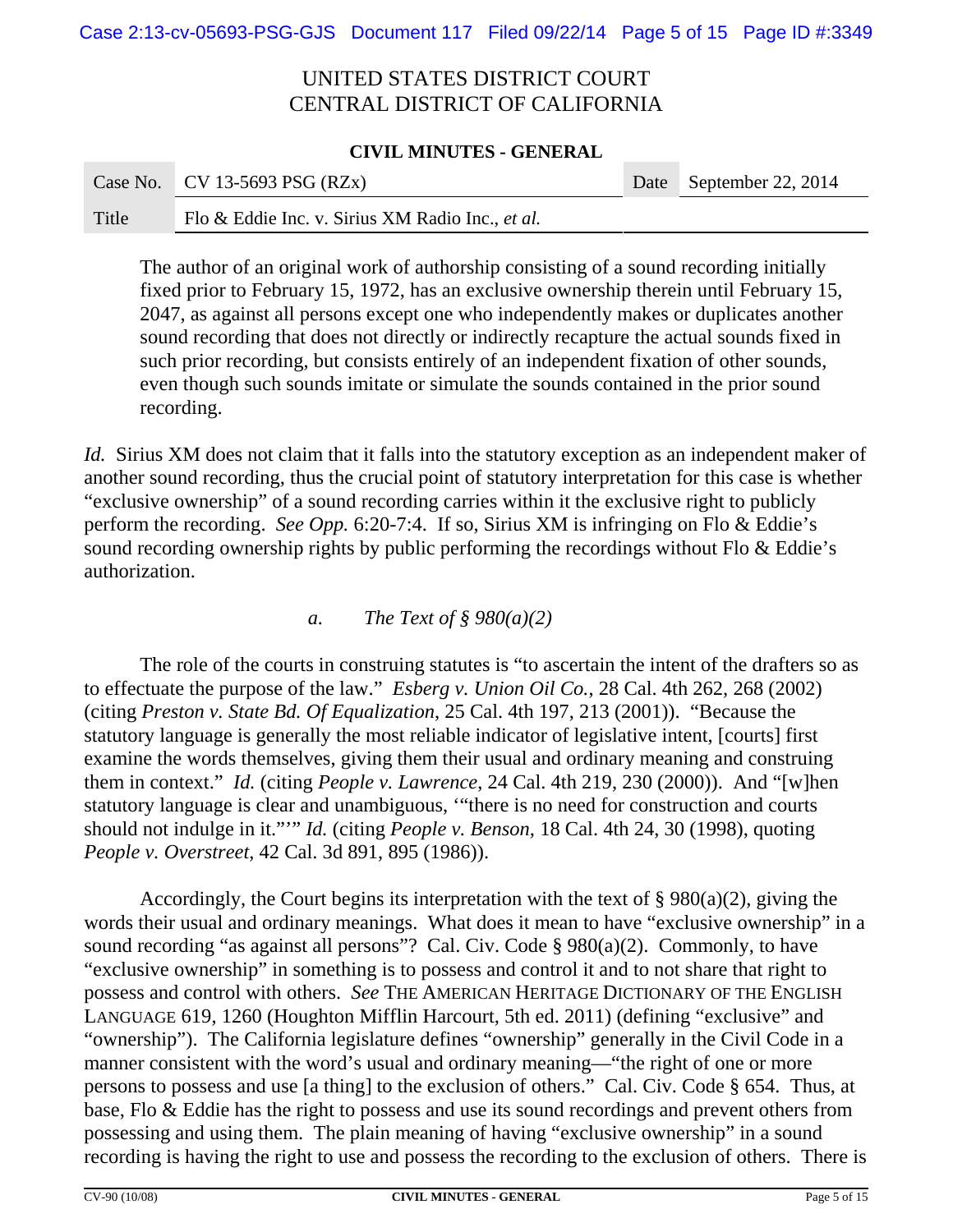> The author of an original work of authorship consisting of a sound recording initially fixed prior to February 15, 1972, has an exclusive ownership therein until February 15, 2047, as against all persons except one who independently makes or duplicates another sound recording that does not directly or indirectly recapture the actual sounds fixed in such prior recording, but consists entirely of an independent fixation of other sounds, even though such sounds imitate or simulate the sounds contained in the prior sound recording.

*Id.* Sirius XM does not claim that it falls into the statutory exception as an independent maker of another sound recording, thus the crucial point of statutory interpretation for this case is whether "exclusive ownership" of a sound recording carries within it the exclusive right to publicly perform the recording. *See Opp.* 6:20-7:4. If so, Sirius XM is infringing on Flo & Eddie's sound recording ownership rights by public performing the recordings without Flo & Eddie's authorization.

*a. The Text of § 980(a)(2)*

The role of the courts in construing statutes is "to ascertain the intent of the drafters so as to effectuate the purpose of the law." *Esberg v. Union Oil Co.*, 28 Cal. 4th 262, 268 (2002) (citing *Preston v. State Bd. Of Equalization*, 25 Cal. 4th 197, 213 (2001)). "Because the statutory language is generally the most reliable indicator of legislative intent, [courts] first examine the words themselves, giving them their usual and ordinary meaning and construing them in context." *Id.* (citing *People v. Lawrence*, 24 Cal. 4th 219, 230 (2000)). And "[w]hen statutory language is clear and unambiguous, '"there is no need for construction and courts should not indulge in it."'" *Id.* (citing *People v. Benson*, 18 Cal. 4th 24, 30 (1998), quoting *People v. Overstreet*, 42 Cal. 3d 891, 895 (1986)).

Accordingly, the Court begins its interpretation with the text of § 980(a)(2), giving the words their usual and ordinary meanings. What does it mean to have "exclusive ownership" in a sound recording "as against all persons"? Cal. Civ. Code § 980(a)(2). Commonly, to have "exclusive ownership" in something is to possess and control it and to not share that right to possess and control with others. *See* THE AMERICAN HERITAGE DICTIONARY OF THE ENGLISH LANGUAGE 619, 1260 (Houghton Mifflin Harcourt, 5th ed. 2011) (defining "exclusive" and "ownership"). The California legislature defines "ownership" generally in the Civil Code in a manner consistent with the word's usual and ordinary meaning—"the right of one or more persons to possess and use [a thing] to the exclusion of others." Cal. Civ. Code § 654. Thus, at base, Flo & Eddie has the right to possess and use its sound recordings and prevent others from possessing and using them. The plain meaning of having "exclusive ownership" in a sound recording is having the right to use and possess the recording to the exclusion of others. There is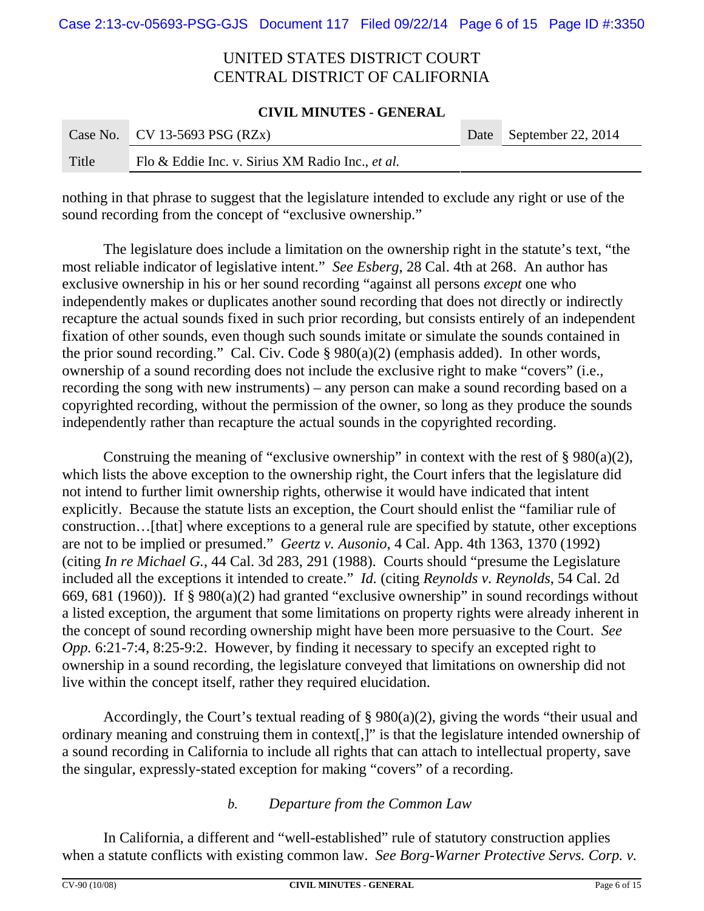nothing in that phrase to suggest that the legislature intended to exclude any right or use of the sound recording from the concept of "exclusive ownership."

The legislature does include a limitation on the ownership right in the statute's text, "the most reliable indicator of legislative intent." *See Esberg*, 28 Cal. 4th at 268. An author has exclusive ownership in his or her sound recording "against all persons *except* one who independently makes or duplicates another sound recording that does not directly or indirectly recapture the actual sounds fixed in such prior recording, but consists entirely of an independent fixation of other sounds, even though such sounds imitate or simulate the sounds contained in the prior sound recording." Cal. Civ. Code § 980(a)(2) (emphasis added). In other words, ownership of a sound recording does not include the exclusive right to make "covers" (i.e., recording the song with new instruments) – any person can make a sound recording based on a copyrighted recording, without the permission of the owner, so long as they produce the sounds independently rather than recapture the actual sounds in the copyrighted recording.

Construing the meaning of "exclusive ownership" in context with the rest of § 980(a)(2), which lists the above exception to the ownership right, the Court infers that the legislature did not intend to further limit ownership rights, otherwise it would have indicated that intent explicitly. Because the statute lists an exception, the Court should enlist the "familiar rule of construction…[that] where exceptions to a general rule are specified by statute, other exceptions are not to be implied or presumed." *Geertz v. Ausonio*, 4 Cal. App. 4th 1363, 1370 (1992) (citing *In re Michael G.*, 44 Cal. 3d 283, 291 (1988). Courts should "presume the Legislature included all the exceptions it intended to create." *Id.* (citing *Reynolds v. Reynolds*, 54 Cal. 2d 669, 681 (1960)). If § 980(a)(2) had granted "exclusive ownership" in sound recordings without a listed exception, the argument that some limitations on property rights were already inherent in the concept of sound recording ownership might have been more persuasive to the Court. *See Opp.* 6:21-7:4, 8:25-9:2. However, by finding it necessary to specify an excepted right to ownership in a sound recording, the legislature conveyed that limitations on ownership did not live within the concept itself, rather they required elucidation.

Accordingly, the Court's textual reading of § 980(a)(2), giving the words "their usual and ordinary meaning and construing them in context[,]" is that the legislature intended ownership of a sound recording in California to include all rights that can attach to intellectual property, save the singular, expressly-stated exception for making "covers" of a recording.

*b. Departure from the Common Law*

In California, a different and "well-established" rule of statutory construction applies when a statute conflicts with existing common law. *See Borg-Warner Protective Servs. Corp. v.*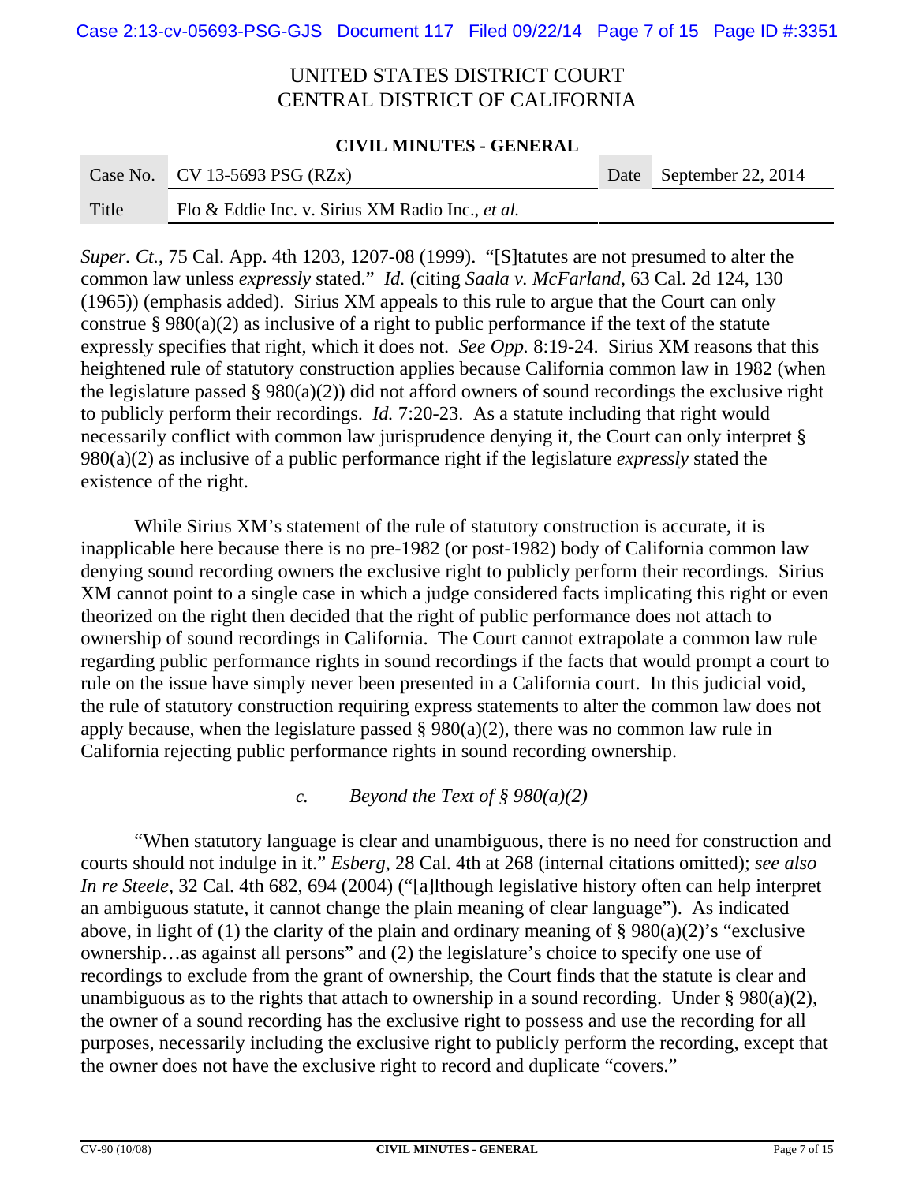*Super. Ct.*, 75 Cal. App. 4th 1203, 1207-08 (1999). "[S]tatutes are not presumed to alter the common law unless *expressly* stated." *Id.* (citing *Saala v. McFarland*, 63 Cal. 2d 124, 130 (1965)) (emphasis added). Sirius XM appeals to this rule to argue that the Court can only construe § 980(a)(2) as inclusive of a right to public performance if the text of the statute expressly specifies that right, which it does not. *See Opp.* 8:19-24. Sirius XM reasons that this heightened rule of statutory construction applies because California common law in 1982 (when the legislature passed § 980(a)(2)) did not afford owners of sound recordings the exclusive right to publicly perform their recordings. *Id.* 7:20-23. As a statute including that right would necessarily conflict with common law jurisprudence denying it, the Court can only interpret § 980(a)(2) as inclusive of a public performance right if the legislature *expressly* stated the existence of the right.

While Sirius XM's statement of the rule of statutory construction is accurate, it is inapplicable here because there is no pre-1982 (or post-1982) body of California common law denying sound recording owners the exclusive right to publicly perform their recordings. Sirius XM cannot point to a single case in which a judge considered facts implicating this right or even theorized on the right then decided that the right of public performance does not attach to ownership of sound recordings in California. The Court cannot extrapolate a common law rule regarding public performance rights in sound recordings if the facts that would prompt a court to rule on the issue have simply never been presented in a California court. In this judicial void, the rule of statutory construction requiring express statements to alter the common law does not apply because, when the legislature passed § 980(a)(2), there was no common law rule in California rejecting public performance rights in sound recording ownership.

*c. Beyond the Text of § 980(a)(2)*

"When statutory language is clear and unambiguous, there is no need for construction and courts should not indulge in it." *Esberg*, 28 Cal. 4th at 268 (internal citations omitted); *see also In re Steele*, 32 Cal. 4th 682, 694 (2004) ("[a]lthough legislative history often can help interpret an ambiguous statute, it cannot change the plain meaning of clear language"). As indicated above, in light of (1) the clarity of the plain and ordinary meaning of § 980(a)(2)'s "exclusive ownership…as against all persons" and (2) the legislature's choice to specify one use of recordings to exclude from the grant of ownership, the Court finds that the statute is clear and unambiguous as to the rights that attach to ownership in a sound recording. Under § 980(a)(2), the owner of a sound recording has the exclusive right to possess and use the recording for all purposes, necessarily including the exclusive right to publicly perform the recording, except that the owner does not have the exclusive right to record and duplicate "covers."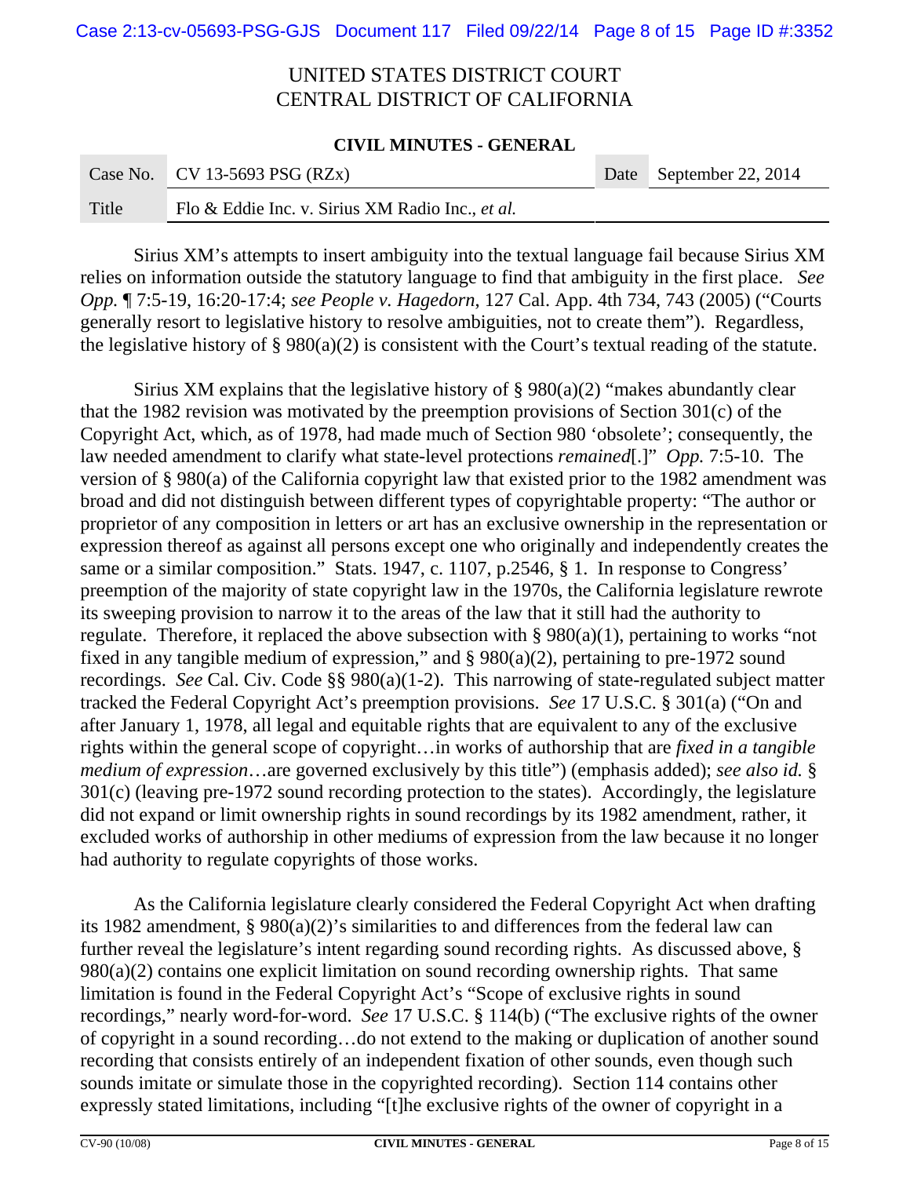UNITED STATES DISTRICT COURT
CENTRAL DISTRICT OF CALIFORNIA

**CIVIL MINUTES - GENERAL**

| | | | |
|---|---|---|---|
| Case No. | CV 13-5693 PSG (RZx) | Date | September 22, 2014 |
| Title | Flo & Eddie Inc. v. Sirius XM Radio Inc., *et al.* | | |

Sirius XM's attempts to insert ambiguity into the textual language fail because Sirius XM relies on information outside the statutory language to find that ambiguity in the first place. *See Opp.* ¶ 7:5-19, 16:20-17:4; *see People v. Hagedorn*, 127 Cal. App. 4th 734, 743 (2005) ("Courts generally resort to legislative history to resolve ambiguities, not to create them"). Regardless, the legislative history of § 980(a)(2) is consistent with the Court's textual reading of the statute.

Sirius XM explains that the legislative history of § 980(a)(2) "makes abundantly clear that the 1982 revision was motivated by the preemption provisions of Section 301(c) of the Copyright Act, which, as of 1978, had made much of Section 980 'obsolete'; consequently, the law needed amendment to clarify what state-level protections *remained*[.]" *Opp.* 7:5-10. The version of § 980(a) of the California copyright law that existed prior to the 1982 amendment was broad and did not distinguish between different types of copyrightable property: "The author or proprietor of any composition in letters or art has an exclusive ownership in the representation or expression thereof as against all persons except one who originally and independently creates the same or a similar composition." Stats. 1947, c. 1107, p.2546, § 1. In response to Congress' preemption of the majority of state copyright law in the 1970s, the California legislature rewrote its sweeping provision to narrow it to the areas of the law that it still had the authority to regulate. Therefore, it replaced the above subsection with § 980(a)(1), pertaining to works "not fixed in any tangible medium of expression," and § 980(a)(2), pertaining to pre-1972 sound recordings. *See* Cal. Civ. Code §§ 980(a)(1-2). This narrowing of state-regulated subject matter tracked the Federal Copyright Act's preemption provisions. *See* 17 U.S.C. § 301(a) ("On and after January 1, 1978, all legal and equitable rights that are equivalent to any of the exclusive rights within the general scope of copyright…in works of authorship that are *fixed in a tangible medium of expression*…are governed exclusively by this title") (emphasis added); *see also id.* § 301(c) (leaving pre-1972 sound recording protection to the states). Accordingly, the legislature did not expand or limit ownership rights in sound recordings by its 1982 amendment, rather, it excluded works of authorship in other mediums of expression from the law because it no longer had authority to regulate copyrights of those works.

As the California legislature clearly considered the Federal Copyright Act when drafting its 1982 amendment, § 980(a)(2)'s similarities to and differences from the federal law can further reveal the legislature's intent regarding sound recording rights. As discussed above, § 980(a)(2) contains one explicit limitation on sound recording ownership rights. That same limitation is found in the Federal Copyright Act's "Scope of exclusive rights in sound recordings," nearly word-for-word. *See* 17 U.S.C. § 114(b) ("The exclusive rights of the owner of copyright in a sound recording…do not extend to the making or duplication of another sound recording that consists entirely of an independent fixation of other sounds, even though such sounds imitate or simulate those in the copyrighted recording). Section 114 contains other expressly stated limitations, including "[t]he exclusive rights of the owner of copyright in a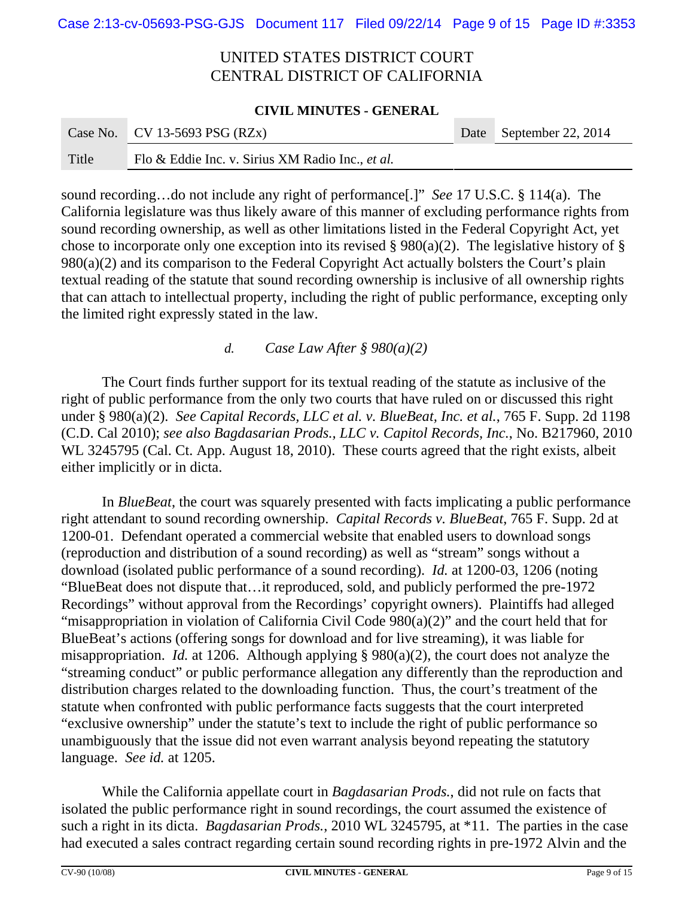sound recording…do not include any right of performance[.]" *See* 17 U.S.C. § 114(a). The California legislature was thus likely aware of this manner of excluding performance rights from sound recording ownership, as well as other limitations listed in the Federal Copyright Act, yet chose to incorporate only one exception into its revised § 980(a)(2). The legislative history of § 980(a)(2) and its comparison to the Federal Copyright Act actually bolsters the Court's plain textual reading of the statute that sound recording ownership is inclusive of all ownership rights that can attach to intellectual property, including the right of public performance, excepting only the limited right expressly stated in the law.

*d. Case Law After § 980(a)(2)*

The Court finds further support for its textual reading of the statute as inclusive of the right of public performance from the only two courts that have ruled on or discussed this right under § 980(a)(2). *See Capital Records, LLC et al. v. BlueBeat, Inc. et al.*, 765 F. Supp. 2d 1198 (C.D. Cal 2010); *see also Bagdasarian Prods., LLC v. Capitol Records, Inc.*, No. B217960, 2010 WL 3245795 (Cal. Ct. App. August 18, 2010). These courts agreed that the right exists, albeit either implicitly or in dicta.

In *BlueBeat*, the court was squarely presented with facts implicating a public performance right attendant to sound recording ownership. *Capital Records v. BlueBeat*, 765 F. Supp. 2d at 1200-01. Defendant operated a commercial website that enabled users to download songs (reproduction and distribution of a sound recording) as well as "stream" songs without a download (isolated public performance of a sound recording). *Id.* at 1200-03, 1206 (noting "BlueBeat does not dispute that…it reproduced, sold, and publicly performed the pre-1972 Recordings" without approval from the Recordings' copyright owners). Plaintiffs had alleged "misappropriation in violation of California Civil Code 980(a)(2)" and the court held that for BlueBeat's actions (offering songs for download and for live streaming), it was liable for misappropriation. *Id.* at 1206. Although applying § 980(a)(2), the court does not analyze the "streaming conduct" or public performance allegation any differently than the reproduction and distribution charges related to the downloading function. Thus, the court's treatment of the statute when confronted with public performance facts suggests that the court interpreted "exclusive ownership" under the statute's text to include the right of public performance so unambiguously that the issue did not even warrant analysis beyond repeating the statutory language. *See id.* at 1205.

While the California appellate court in *Bagdasarian Prods.*, did not rule on facts that isolated the public performance right in sound recordings, the court assumed the existence of such a right in its dicta. *Bagdasarian Prods.*, 2010 WL 3245795, at *11. The parties in the case had executed a sales contract regarding certain sound recording rights in pre-1972 Alvin and the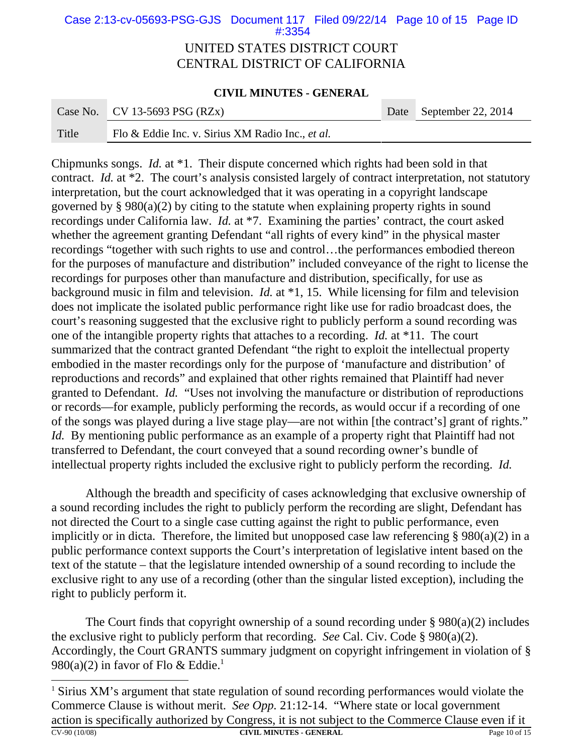Chipmunks songs. *Id.* at *1. Their dispute concerned which rights had been sold in that contract. *Id.* at *2. The court's analysis consisted largely of contract interpretation, not statutory interpretation, but the court acknowledged that it was operating in a copyright landscape governed by § 980(a)(2) by citing to the statute when explaining property rights in sound recordings under California law. *Id.* at *7. Examining the parties' contract, the court asked whether the agreement granting Defendant "all rights of every kind" in the physical master recordings "together with such rights to use and control…the performances embodied thereon for the purposes of manufacture and distribution" included conveyance of the right to license the recordings for purposes other than manufacture and distribution, specifically, for use as background music in film and television. *Id.* at *1, 15. While licensing for film and television does not implicate the isolated public performance right like use for radio broadcast does, the court's reasoning suggested that the exclusive right to publicly perform a sound recording was one of the intangible property rights that attaches to a recording. *Id.* at *11. The court summarized that the contract granted Defendant "the right to exploit the intellectual property embodied in the master recordings only for the purpose of 'manufacture and distribution' of reproductions and records" and explained that other rights remained that Plaintiff had never granted to Defendant. *Id.* "Uses not involving the manufacture or distribution of reproductions or records—for example, publicly performing the records, as would occur if a recording of one of the songs was played during a live stage play—are not within [the contract's] grant of rights." *Id.* By mentioning public performance as an example of a property right that Plaintiff had not transferred to Defendant, the court conveyed that a sound recording owner's bundle of intellectual property rights included the exclusive right to publicly perform the recording. *Id.*

Although the breadth and specificity of cases acknowledging that exclusive ownership of a sound recording includes the right to publicly perform the recording are slight, Defendant has not directed the Court to a single case cutting against the right to public performance, even implicitly or in dicta. Therefore, the limited but unopposed case law referencing § 980(a)(2) in a public performance context supports the Court's interpretation of legislative intent based on the text of the statute – that the legislature intended ownership of a sound recording to include the exclusive right to any use of a recording (other than the singular listed exception), including the right to publicly perform it.

The Court finds that copyright ownership of a sound recording under § 980(a)(2) includes the exclusive right to publicly perform that recording. *See* Cal. Civ. Code § 980(a)(2). Accordingly, the Court GRANTS summary judgment on copyright infringement in violation of § 980(a)(2) in favor of Flo & Eddie.[1]

---

[1] Sirius XM's argument that state regulation of sound recording performances would violate the Commerce Clause is without merit. *See Opp.* 21:12-14. "Where state or local government action is specifically authorized by Congress, it is not subject to the Commerce Clause even if it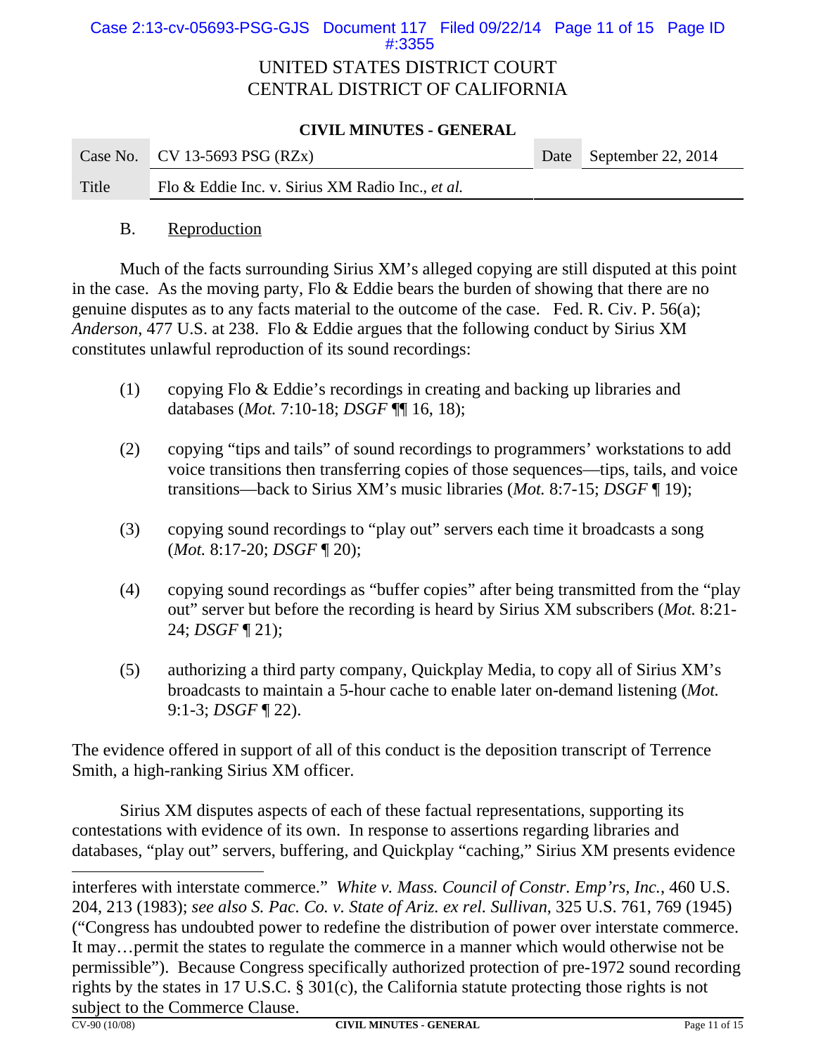B. Reproduction

Much of the facts surrounding Sirius XM's alleged copying are still disputed at this point in the case. As the moving party, Flo & Eddie bears the burden of showing that there are no genuine disputes as to any facts material to the outcome of the case. Fed. R. Civ. P. 56(a); *Anderson*, 477 U.S. at 238. Flo & Eddie argues that the following conduct by Sirius XM constitutes unlawful reproduction of its sound recordings:

(1) copying Flo & Eddie's recordings in creating and backing up libraries and databases (*Mot.* 7:10-18; *DSGF* ¶¶ 16, 18);

(2) copying "tips and tails" of sound recordings to programmers' workstations to add voice transitions then transferring copies of those sequences—tips, tails, and voice transitions—back to Sirius XM's music libraries (*Mot.* 8:7-15; *DSGF* ¶ 19);

(3) copying sound recordings to "play out" servers each time it broadcasts a song (*Mot.* 8:17-20; *DSGF* ¶ 20);

(4) copying sound recordings as "buffer copies" after being transmitted from the "play out" server but before the recording is heard by Sirius XM subscribers (*Mot.* 8:21-24; *DSGF* ¶ 21);

(5) authorizing a third party company, Quickplay Media, to copy all of Sirius XM's broadcasts to maintain a 5-hour cache to enable later on-demand listening (*Mot.* 9:1-3; *DSGF* ¶ 22).

The evidence offered in support of all of this conduct is the deposition transcript of Terrence Smith, a high-ranking Sirius XM officer.

Sirius XM disputes aspects of each of these factual representations, supporting its contestations with evidence of its own. In response to assertions regarding libraries and databases, "play out" servers, buffering, and Quickplay "caching," Sirius XM presents evidence

---

interferes with interstate commerce." *White v. Mass. Council of Constr. Emp'rs, Inc.*, 460 U.S. 204, 213 (1983); *see also S. Pac. Co. v. State of Ariz. ex rel. Sullivan*, 325 U.S. 761, 769 (1945) ("Congress has undoubted power to redefine the distribution of power over interstate commerce. It may…permit the states to regulate the commerce in a manner which would otherwise not be permissible"). Because Congress specifically authorized protection of pre-1972 sound recording rights by the states in 17 U.S.C. § 301(c), the California statute protecting those rights is not subject to the Commerce Clause.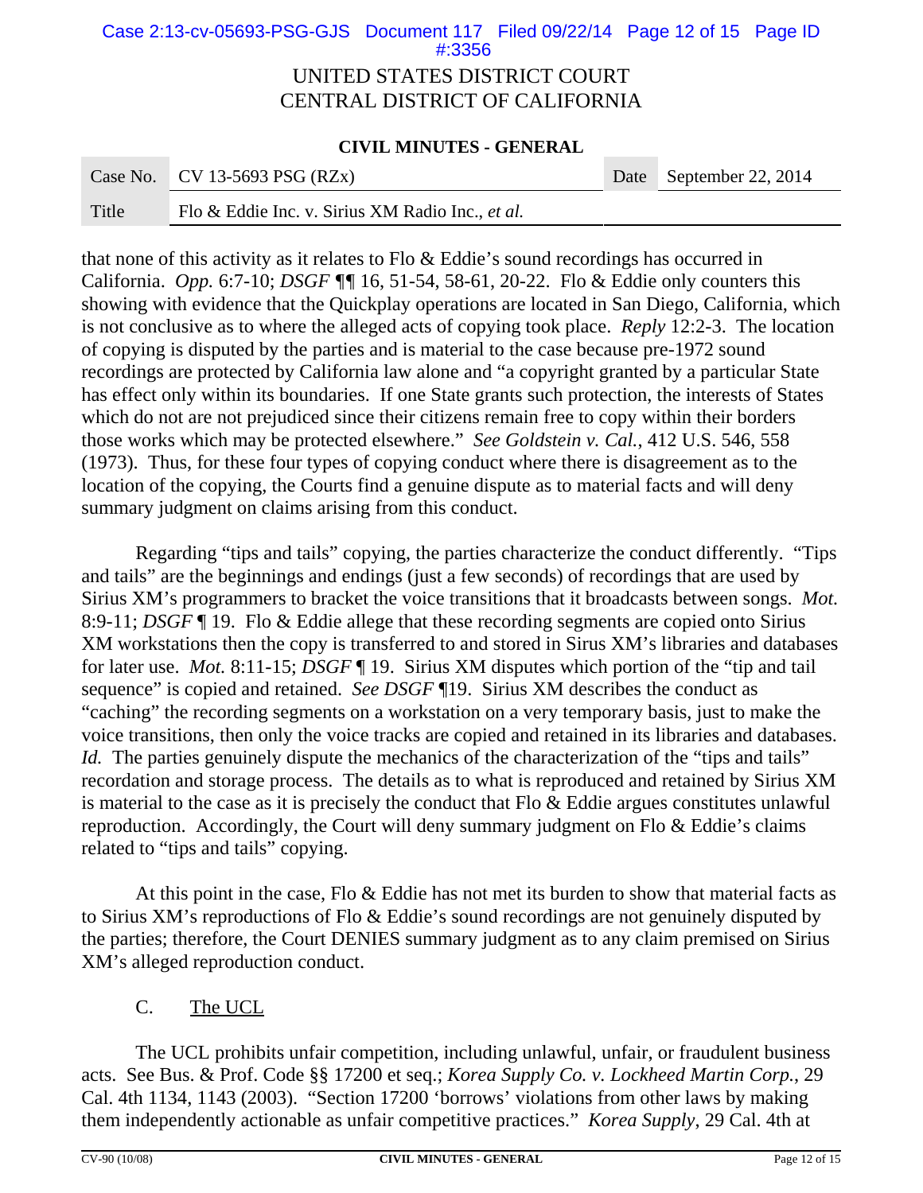that none of this activity as it relates to Flo & Eddie's sound recordings has occurred in California. *Opp.* 6:7-10; *DSGF* ¶¶ 16, 51-54, 58-61, 20-22. Flo & Eddie only counters this showing with evidence that the Quickplay operations are located in San Diego, California, which is not conclusive as to where the alleged acts of copying took place. *Reply* 12:2-3. The location of copying is disputed by the parties and is material to the case because pre-1972 sound recordings are protected by California law alone and "a copyright granted by a particular State has effect only within its boundaries. If one State grants such protection, the interests of States which do not are not prejudiced since their citizens remain free to copy within their borders those works which may be protected elsewhere." *See Goldstein v. Cal.*, 412 U.S. 546, 558 (1973). Thus, for these four types of copying conduct where there is disagreement as to the location of the copying, the Courts find a genuine dispute as to material facts and will deny summary judgment on claims arising from this conduct.

Regarding "tips and tails" copying, the parties characterize the conduct differently. "Tips and tails" are the beginnings and endings (just a few seconds) of recordings that are used by Sirius XM's programmers to bracket the voice transitions that it broadcasts between songs. *Mot.* 8:9-11; *DSGF* ¶ 19. Flo & Eddie allege that these recording segments are copied onto Sirius XM workstations then the copy is transferred to and stored in Sirus XM's libraries and databases for later use. *Mot.* 8:11-15; *DSGF* ¶ 19. Sirius XM disputes which portion of the "tip and tail sequence" is copied and retained. *See DSGF* ¶19. Sirius XM describes the conduct as "caching" the recording segments on a workstation on a very temporary basis, just to make the voice transitions, then only the voice tracks are copied and retained in its libraries and databases. *Id.* The parties genuinely dispute the mechanics of the characterization of the "tips and tails" recordation and storage process. The details as to what is reproduced and retained by Sirius XM is material to the case as it is precisely the conduct that Flo & Eddie argues constitutes unlawful reproduction. Accordingly, the Court will deny summary judgment on Flo & Eddie's claims related to "tips and tails" copying.

At this point in the case, Flo & Eddie has not met its burden to show that material facts as to Sirius XM's reproductions of Flo & Eddie's sound recordings are not genuinely disputed by the parties; therefore, the Court DENIES summary judgment as to any claim premised on Sirius XM's alleged reproduction conduct.

## C. <u>The UCL</u>

The UCL prohibits unfair competition, including unlawful, unfair, or fraudulent business acts. See Bus. & Prof. Code §§ 17200 et seq.; *Korea Supply Co. v. Lockheed Martin Corp.*, 29 Cal. 4th 1134, 1143 (2003). "Section 17200 'borrows' violations from other laws by making them independently actionable as unfair competitive practices." *Korea Supply*, 29 Cal. 4th at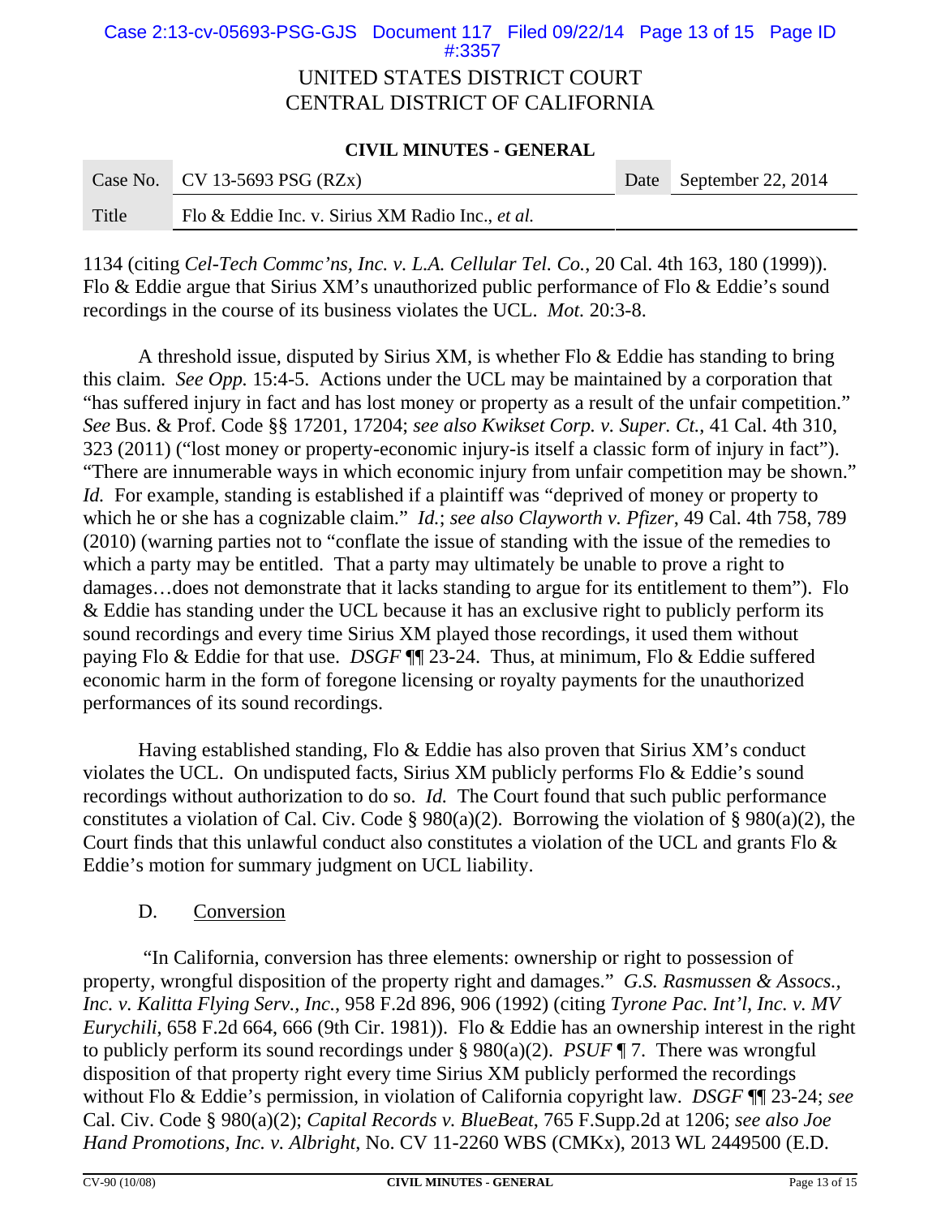1134 (citing *Cel-Tech Commc'ns, Inc. v. L.A. Cellular Tel. Co.*, 20 Cal. 4th 163, 180 (1999)). Flo & Eddie argue that Sirius XM's unauthorized public performance of Flo & Eddie's sound recordings in the course of its business violates the UCL. *Mot.* 20:3-8.

A threshold issue, disputed by Sirius XM, is whether Flo & Eddie has standing to bring this claim. *See Opp.* 15:4-5. Actions under the UCL may be maintained by a corporation that "has suffered injury in fact and has lost money or property as a result of the unfair competition." *See* Bus. & Prof. Code §§ 17201, 17204; *see also Kwikset Corp. v. Super. Ct.*, 41 Cal. 4th 310, 323 (2011) ("lost money or property-economic injury-is itself a classic form of injury in fact"). "There are innumerable ways in which economic injury from unfair competition may be shown." *Id.* For example, standing is established if a plaintiff was "deprived of money or property to which he or she has a cognizable claim." *Id.*; *see also Clayworth v. Pfizer*, 49 Cal. 4th 758, 789 (2010) (warning parties not to "conflate the issue of standing with the issue of the remedies to which a party may be entitled. That a party may ultimately be unable to prove a right to damages…does not demonstrate that it lacks standing to argue for its entitlement to them"). Flo & Eddie has standing under the UCL because it has an exclusive right to publicly perform its sound recordings and every time Sirius XM played those recordings, it used them without paying Flo & Eddie for that use. *DSGF* ¶¶ 23-24. Thus, at minimum, Flo & Eddie suffered economic harm in the form of foregone licensing or royalty payments for the unauthorized performances of its sound recordings.

Having established standing, Flo & Eddie has also proven that Sirius XM's conduct violates the UCL. On undisputed facts, Sirius XM publicly performs Flo & Eddie's sound recordings without authorization to do so. *Id.* The Court found that such public performance constitutes a violation of Cal. Civ. Code § 980(a)(2). Borrowing the violation of § 980(a)(2), the Court finds that this unlawful conduct also constitutes a violation of the UCL and grants Flo & Eddie's motion for summary judgment on UCL liability.

D. Conversion

"In California, conversion has three elements: ownership or right to possession of property, wrongful disposition of the property right and damages." *G.S. Rasmussen & Assocs., Inc. v. Kalitta Flying Serv., Inc.*, 958 F.2d 896, 906 (1992) (citing *Tyrone Pac. Int'l, Inc. v. MV Eurychili*, 658 F.2d 664, 666 (9th Cir. 1981)). Flo & Eddie has an ownership interest in the right to publicly perform its sound recordings under § 980(a)(2). *PSUF* ¶ 7. There was wrongful disposition of that property right every time Sirius XM publicly performed the recordings without Flo & Eddie's permission, in violation of California copyright law. *DSGF* ¶¶ 23-24; *see* Cal. Civ. Code § 980(a)(2); *Capital Records v. BlueBeat*, 765 F.Supp.2d at 1206; *see also Joe Hand Promotions, Inc. v. Albright*, No. CV 11-2260 WBS (CMKx), 2013 WL 2449500 (E.D.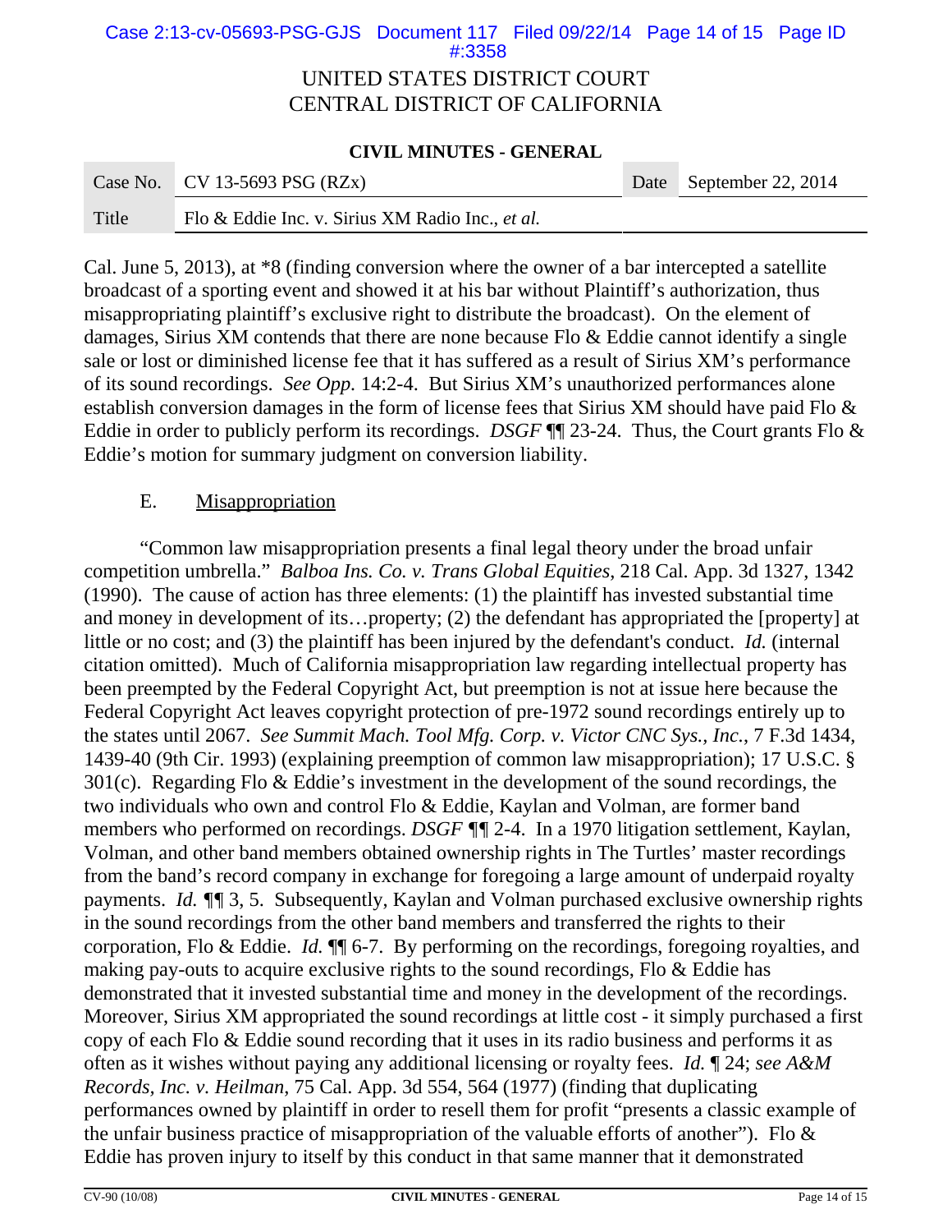Cal. June 5, 2013), at *8 (finding conversion where the owner of a bar intercepted a satellite broadcast of a sporting event and showed it at his bar without Plaintiff's authorization, thus misappropriating plaintiff's exclusive right to distribute the broadcast). On the element of damages, Sirius XM contends that there are none because Flo & Eddie cannot identify a single sale or lost or diminished license fee that it has suffered as a result of Sirius XM's performance of its sound recordings. *See Opp.* 14:2-4. But Sirius XM's unauthorized performances alone establish conversion damages in the form of license fees that Sirius XM should have paid Flo & Eddie in order to publicly perform its recordings. *DSGF* ¶¶ 23-24. Thus, the Court grants Flo & Eddie's motion for summary judgment on conversion liability.

### E. Misappropriation

"Common law misappropriation presents a final legal theory under the broad unfair competition umbrella." *Balboa Ins. Co. v. Trans Global Equities*, 218 Cal. App. 3d 1327, 1342 (1990). The cause of action has three elements: (1) the plaintiff has invested substantial time and money in development of its…property; (2) the defendant has appropriated the [property] at little or no cost; and (3) the plaintiff has been injured by the defendant's conduct. *Id.* (internal citation omitted). Much of California misappropriation law regarding intellectual property has been preempted by the Federal Copyright Act, but preemption is not at issue here because the Federal Copyright Act leaves copyright protection of pre-1972 sound recordings entirely up to the states until 2067. *See Summit Mach. Tool Mfg. Corp. v. Victor CNC Sys., Inc.*, 7 F.3d 1434, 1439-40 (9th Cir. 1993) (explaining preemption of common law misappropriation); 17 U.S.C. § 301(c). Regarding Flo & Eddie's investment in the development of the sound recordings, the two individuals who own and control Flo & Eddie, Kaylan and Volman, are former band members who performed on recordings. *DSGF* ¶¶ 2-4. In a 1970 litigation settlement, Kaylan, Volman, and other band members obtained ownership rights in The Turtles' master recordings from the band's record company in exchange for foregoing a large amount of underpaid royalty payments. *Id.* ¶¶ 3, 5. Subsequently, Kaylan and Volman purchased exclusive ownership rights in the sound recordings from the other band members and transferred the rights to their corporation, Flo & Eddie. *Id.* ¶¶ 6-7. By performing on the recordings, foregoing royalties, and making pay-outs to acquire exclusive rights to the sound recordings, Flo & Eddie has demonstrated that it invested substantial time and money in the development of the recordings. Moreover, Sirius XM appropriated the sound recordings at little cost - it simply purchased a first copy of each Flo & Eddie sound recording that it uses in its radio business and performs it as often as it wishes without paying any additional licensing or royalty fees. *Id.* ¶ 24; *see A&M Records, Inc. v. Heilman*, 75 Cal. App. 3d 554, 564 (1977) (finding that duplicating performances owned by plaintiff in order to resell them for profit "presents a classic example of the unfair business practice of misappropriation of the valuable efforts of another"). Flo & Eddie has proven injury to itself by this conduct in that same manner that it demonstrated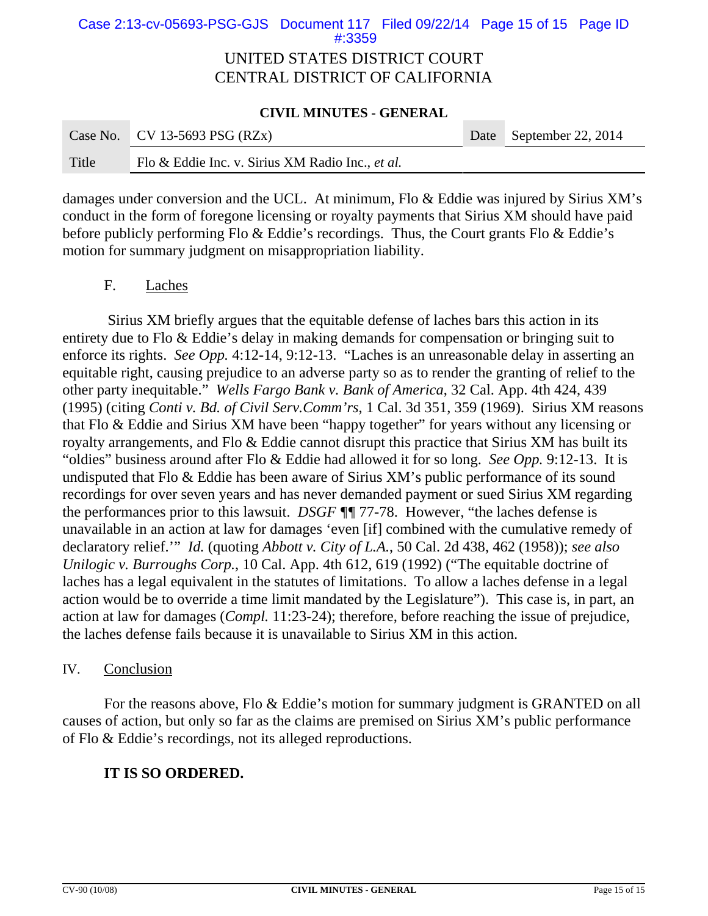damages under conversion and the UCL. At minimum, Flo & Eddie was injured by Sirius XM's conduct in the form of foregone licensing or royalty payments that Sirius XM should have paid before publicly performing Flo & Eddie's recordings. Thus, the Court grants Flo & Eddie's motion for summary judgment on misappropriation liability.

F. Laches

Sirius XM briefly argues that the equitable defense of laches bars this action in its entirety due to Flo & Eddie's delay in making demands for compensation or bringing suit to enforce its rights. *See Opp.* 4:12-14, 9:12-13. "Laches is an unreasonable delay in asserting an equitable right, causing prejudice to an adverse party so as to render the granting of relief to the other party inequitable." *Wells Fargo Bank v. Bank of America*, 32 Cal. App. 4th 424, 439 (1995) (citing *Conti v. Bd. of Civil Serv.Comm'rs*, 1 Cal. 3d 351, 359 (1969). Sirius XM reasons that Flo & Eddie and Sirius XM have been "happy together" for years without any licensing or royalty arrangements, and Flo & Eddie cannot disrupt this practice that Sirius XM has built its "oldies" business around after Flo & Eddie had allowed it for so long. *See Opp.* 9:12-13. It is undisputed that Flo & Eddie has been aware of Sirius XM's public performance of its sound recordings for over seven years and has never demanded payment or sued Sirius XM regarding the performances prior to this lawsuit. *DSGF* ¶¶ 77-78. However, "the laches defense is unavailable in an action at law for damages 'even [if] combined with the cumulative remedy of declaratory relief.'" *Id.* (quoting *Abbott v. City of L.A.*, 50 Cal. 2d 438, 462 (1958)); *see also Unilogic v. Burroughs Corp.*, 10 Cal. App. 4th 612, 619 (1992) ("The equitable doctrine of laches has a legal equivalent in the statutes of limitations. To allow a laches defense in a legal action would be to override a time limit mandated by the Legislature"). This case is, in part, an action at law for damages (*Compl.* 11:23-24); therefore, before reaching the issue of prejudice, the laches defense fails because it is unavailable to Sirius XM in this action.

IV. Conclusion

For the reasons above, Flo & Eddie's motion for summary judgment is GRANTED on all causes of action, but only so far as the claims are premised on Sirius XM's public performance of Flo & Eddie's recordings, not its alleged reproductions.

**IT IS SO ORDERED.**